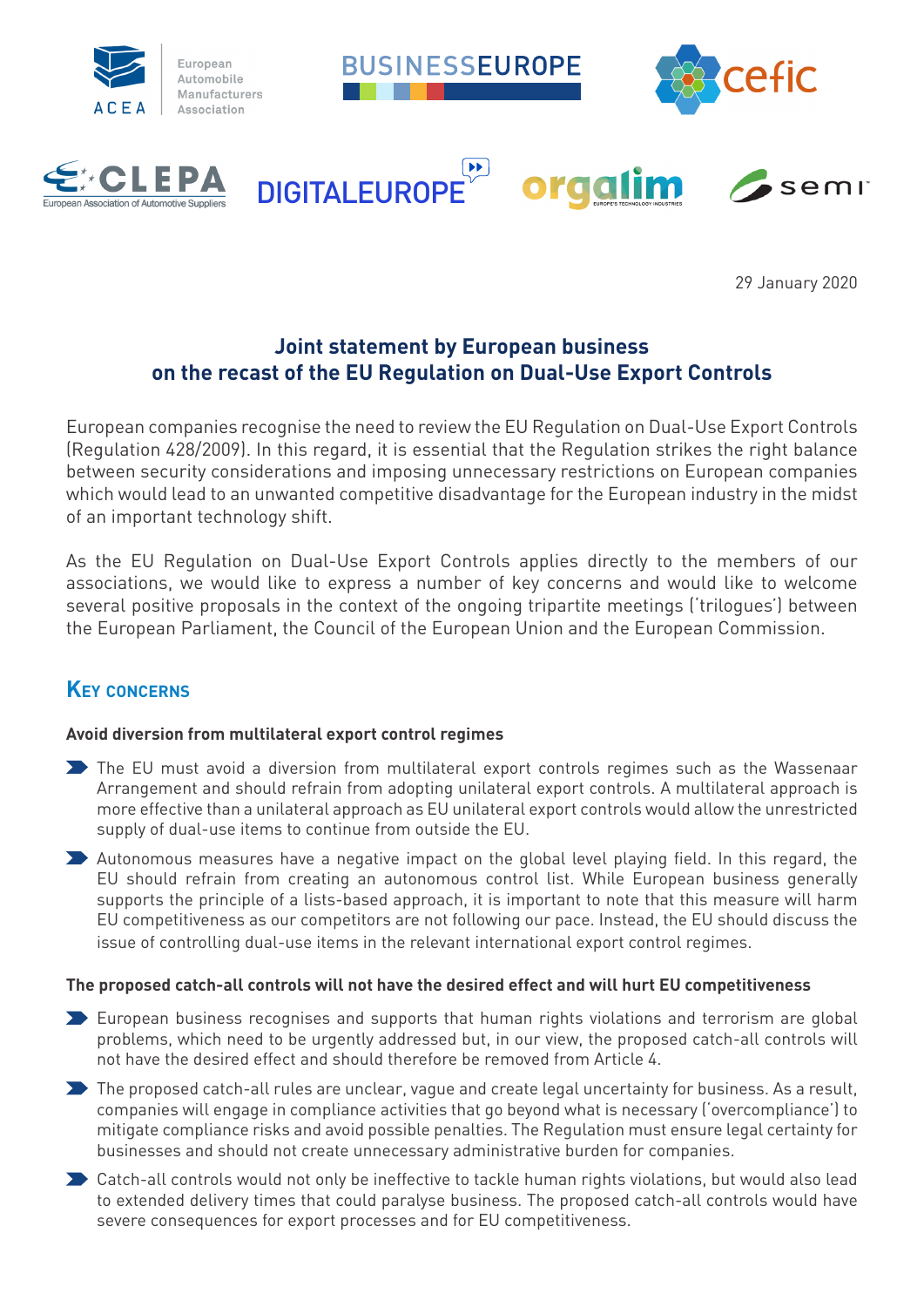29 January 2020

# Joint statement by European business on the recast of the EU Regulation on Dual-Use Export Controls

European companies recognise the need to review the EU Regulation on Dual-Use Export Controls (Regulation 428/2009). In this regard, it is essential that the Regulation strikes the right balance between security considerations and imposing unnecessary restrictions on European companies which would lead to an unwanted competitive disadvantage for the European industry in the midst of an important technology shift.

As the EU Regulation on Dual-Use Export Controls applies directly to the members of our associations, we would like to express a number of key concerns and would like to welcome several positive proposals in the context of the ongoing tripartite meetings ('trilogues') between the European Parliament, the Council of the European Union and the European Commission.

## Key concerns

**Avoid diversion from multilateral export control regimes**

- The EU must avoid a diversion from multilateral export controls regimes such as the Wassenaar Arrangement and should refrain from adopting unilateral export controls. A multilateral approach is more effective than a unilateral approach as EU unilateral export controls would allow the unrestricted supply of dual-use items to continue from outside the EU.
- Autonomous measures have a negative impact on the global level playing field. In this regard, the EU should refrain from creating an autonomous control list. While European business generally supports the principle of a lists-based approach, it is important to note that this measure will harm EU competitiveness as our competitors are not following our pace. Instead, the EU should discuss the issue of controlling dual-use items in the relevant international export control regimes.

**The proposed catch-all controls will not have the desired effect and will hurt EU competitiveness**

- European business recognises and supports that human rights violations and terrorism are global problems, which need to be urgently addressed but, in our view, the proposed catch-all controls will not have the desired effect and should therefore be removed from Article 4.
- The proposed catch-all rules are unclear, vague and create legal uncertainty for business. As a result, companies will engage in compliance activities that go beyond what is necessary ('overcompliance') to mitigate compliance risks and avoid possible penalties. The Regulation must ensure legal certainty for businesses and should not create unnecessary administrative burden for companies.
- Catch-all controls would not only be ineffective to tackle human rights violations, but would also lead to extended delivery times that could paralyse business. The proposed catch-all controls would have severe consequences for export processes and for EU competitiveness.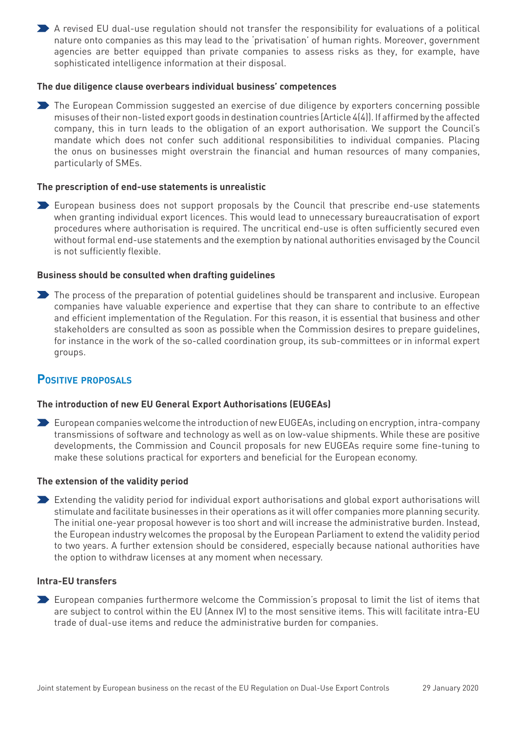- A revised EU dual-use regulation should not transfer the responsibility for evaluations of a political nature onto companies as this may lead to the 'privatisation' of human rights. Moreover, government agencies are better equipped than private companies to assess risks as they, for example, have sophisticated intelligence information at their disposal.

**The due diligence clause overbears individual business' competences**

- The European Commission suggested an exercise of due diligence by exporters concerning possible misuses of their non-listed export goods in destination countries (Article 4(4)). If affirmed by the affected company, this in turn leads to the obligation of an export authorisation. We support the Council's mandate which does not confer such additional responsibilities to individual companies. Placing the onus on businesses might overstrain the financial and human resources of many companies, particularly of SMEs.

**The prescription of end-use statements is unrealistic**

- European business does not support proposals by the Council that prescribe end-use statements when granting individual export licences. This would lead to unnecessary bureaucratisation of export procedures where authorisation is required. The uncritical end-use is often sufficiently secured even without formal end-use statements and the exemption by national authorities envisaged by the Council is not sufficiently flexible.

**Business should be consulted when drafting guidelines**

- The process of the preparation of potential guidelines should be transparent and inclusive. European companies have valuable experience and expertise that they can share to contribute to an effective and efficient implementation of the Regulation. For this reason, it is essential that business and other stakeholders are consulted as soon as possible when the Commission desires to prepare guidelines, for instance in the work of the so-called coordination group, its sub-committees or in informal expert groups.

## Positive proposals

**The introduction of new EU General Export Authorisations (EUGEAs)**

- European companies welcome the introduction of new EUGEAs, including on encryption, intra-company transmissions of software and technology as well as on low-value shipments. While these are positive developments, the Commission and Council proposals for new EUGEAs require some fine-tuning to make these solutions practical for exporters and beneficial for the European economy.

**The extension of the validity period**

- Extending the validity period for individual export authorisations and global export authorisations will stimulate and facilitate businesses in their operations as it will offer companies more planning security. The initial one-year proposal however is too short and will increase the administrative burden. Instead, the European industry welcomes the proposal by the European Parliament to extend the validity period to two years. A further extension should be considered, especially because national authorities have the option to withdraw licenses at any moment when necessary.

**Intra-EU transfers**

- European companies furthermore welcome the Commission's proposal to limit the list of items that are subject to control within the EU (Annex IV) to the most sensitive items. This will facilitate intra-EU trade of dual-use items and reduce the administrative burden for companies.